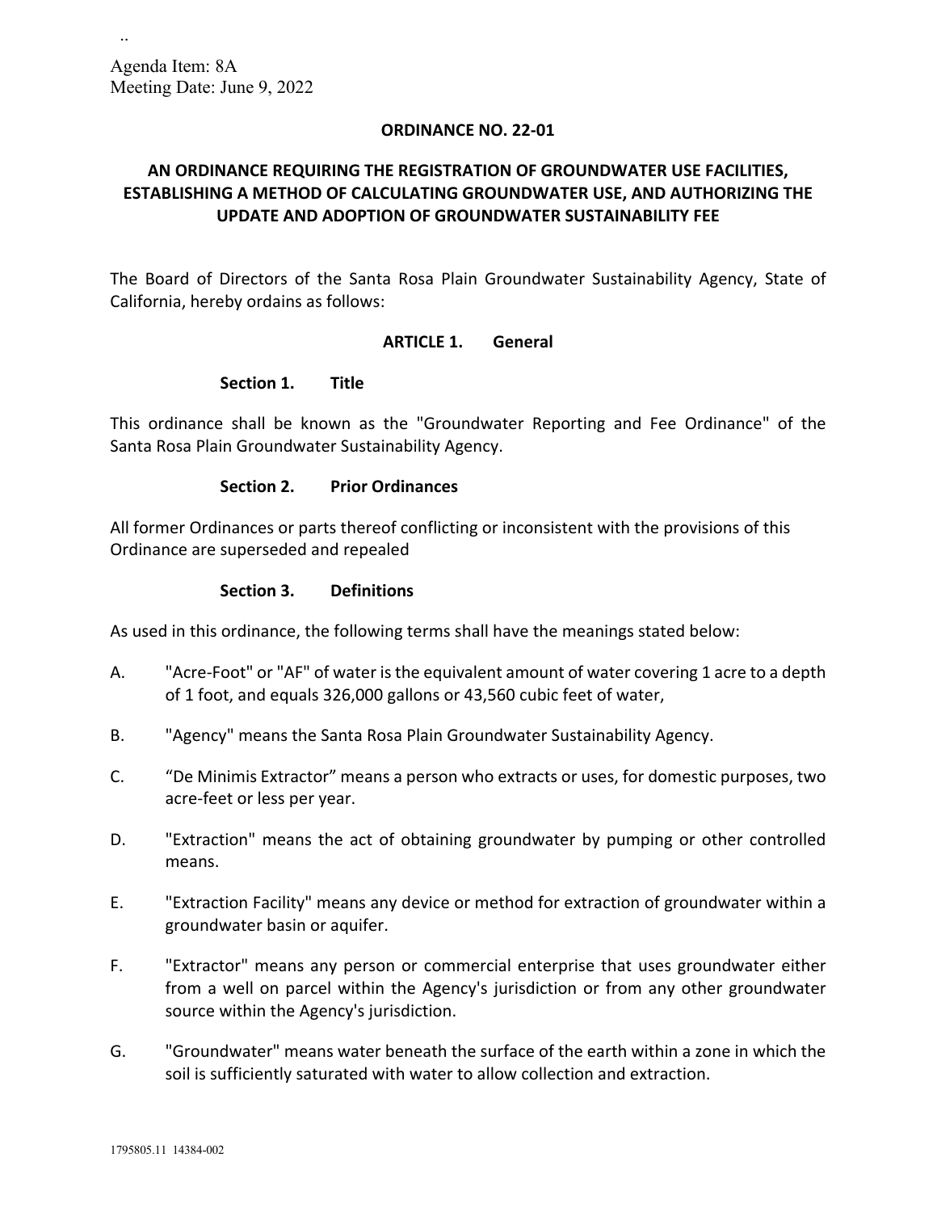Agenda Item: 8A
Meeting Date: June 9, 2022

# ORDINANCE NO. 22-01

## AN ORDINANCE REQUIRING THE REGISTRATION OF GROUNDWATER USE FACILITIES, ESTABLISHING A METHOD OF CALCULATING GROUNDWATER USE, AND AUTHORIZING THE UPDATE AND ADOPTION OF GROUNDWATER SUSTAINABILITY FEE

The Board of Directors of the Santa Rosa Plain Groundwater Sustainability Agency, State of California, hereby ordains as follows:

## ARTICLE 1. General

### Section 1. Title

This ordinance shall be known as the "Groundwater Reporting and Fee Ordinance" of the Santa Rosa Plain Groundwater Sustainability Agency.

### Section 2. Prior Ordinances

All former Ordinances or parts thereof conflicting or inconsistent with the provisions of this Ordinance are superseded and repealed

### Section 3. Definitions

As used in this ordinance, the following terms shall have the meanings stated below:

A. "Acre-Foot" or "AF" of water is the equivalent amount of water covering 1 acre to a depth of 1 foot, and equals 326,000 gallons or 43,560 cubic feet of water,

B. "Agency" means the Santa Rosa Plain Groundwater Sustainability Agency.

C. “De Minimis Extractor” means a person who extracts or uses, for domestic purposes, two acre-feet or less per year.

D. "Extraction" means the act of obtaining groundwater by pumping or other controlled means.

E. "Extraction Facility" means any device or method for extraction of groundwater within a groundwater basin or aquifer.

F. "Extractor" means any person or commercial enterprise that uses groundwater either from a well on parcel within the Agency's jurisdiction or from any other groundwater source within the Agency's jurisdiction.

G. "Groundwater" means water beneath the surface of the earth within a zone in which the soil is sufficiently saturated with water to allow collection and extraction.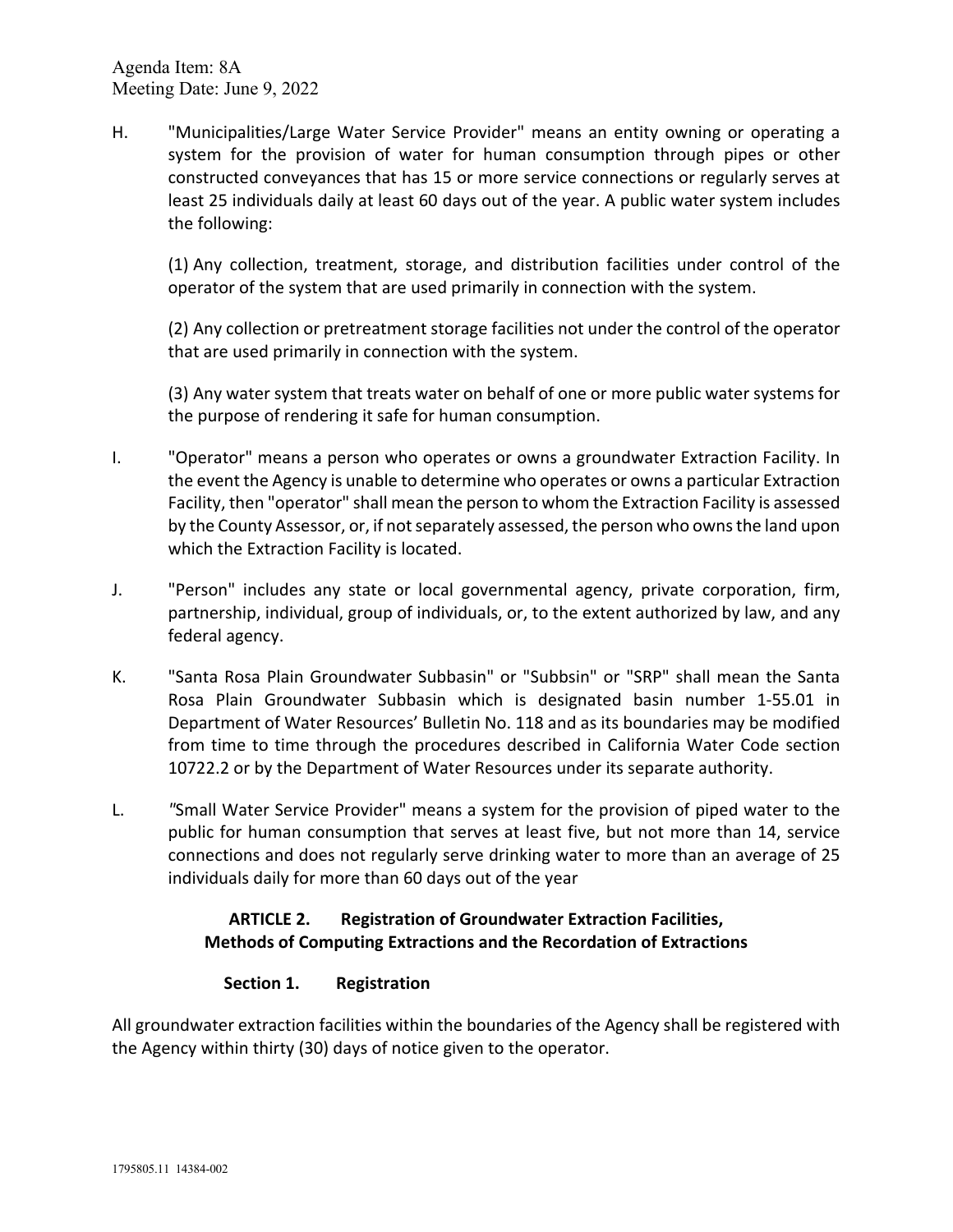H. "Municipalities/Large Water Service Provider" means an entity owning or operating a system for the provision of water for human consumption through pipes or other constructed conveyances that has 15 or more service connections or regularly serves at least 25 individuals daily at least 60 days out of the year. A public water system includes the following:

(1) Any collection, treatment, storage, and distribution facilities under control of the operator of the system that are used primarily in connection with the system.

(2) Any collection or pretreatment storage facilities not under the control of the operator that are used primarily in connection with the system.

(3) Any water system that treats water on behalf of one or more public water systems for the purpose of rendering it safe for human consumption.

I. "Operator" means a person who operates or owns a groundwater Extraction Facility. In the event the Agency is unable to determine who operates or owns a particular Extraction Facility, then "operator" shall mean the person to whom the Extraction Facility is assessed by the County Assessor, or, if not separately assessed, the person who owns the land upon which the Extraction Facility is located.

J. "Person" includes any state or local governmental agency, private corporation, firm, partnership, individual, group of individuals, or, to the extent authorized by law, and any federal agency.

K. "Santa Rosa Plain Groundwater Subbasin" or "Subbsin" or "SRP" shall mean the Santa Rosa Plain Groundwater Subbasin which is designated basin number 1-55.01 in Department of Water Resources' Bulletin No. 118 and as its boundaries may be modified from time to time through the procedures described in California Water Code section 10722.2 or by the Department of Water Resources under its separate authority.

L. "Small Water Service Provider" means a system for the provision of piped water to the public for human consumption that serves at least five, but not more than 14, service connections and does not regularly serve drinking water to more than an average of 25 individuals daily for more than 60 days out of the year

## ARTICLE 2. Registration of Groundwater Extraction Facilities, Methods of Computing Extractions and the Recordation of Extractions

### Section 1. Registration

All groundwater extraction facilities within the boundaries of the Agency shall be registered with the Agency within thirty (30) days of notice given to the operator.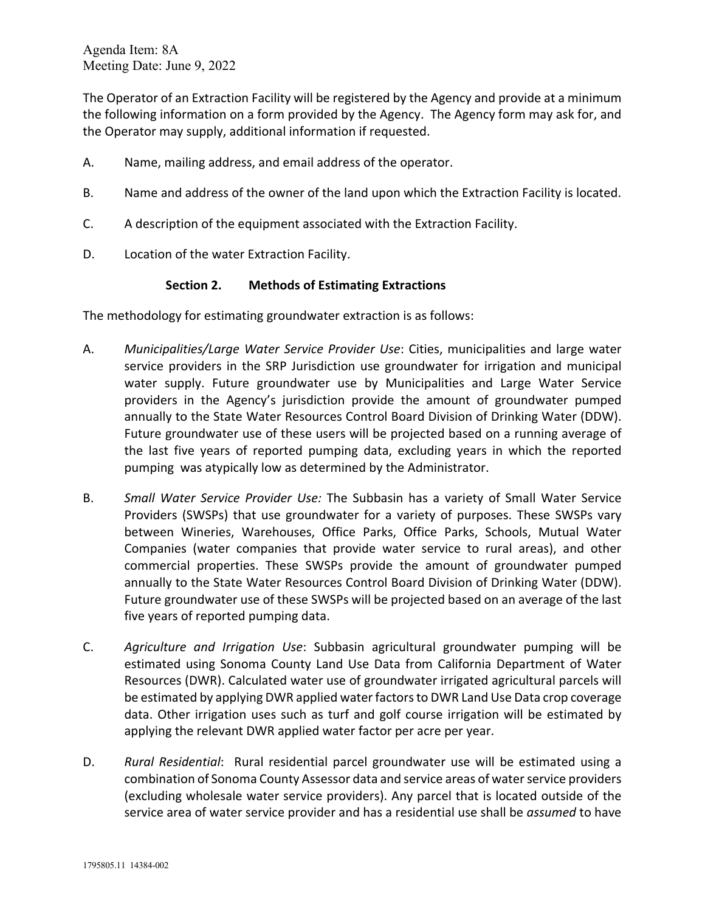The Operator of an Extraction Facility will be registered by the Agency and provide at a minimum the following information on a form provided by the Agency. The Agency form may ask for, and the Operator may supply, additional information if requested.

A. Name, mailing address, and email address of the operator.

B. Name and address of the owner of the land upon which the Extraction Facility is located.

C. A description of the equipment associated with the Extraction Facility.

D. Location of the water Extraction Facility.

### Section 2. Methods of Estimating Extractions

The methodology for estimating groundwater extraction is as follows:

A. *Municipalities/Large Water Service Provider Use*: Cities, municipalities and large water service providers in the SRP Jurisdiction use groundwater for irrigation and municipal water supply. Future groundwater use by Municipalities and Large Water Service providers in the Agency's jurisdiction provide the amount of groundwater pumped annually to the State Water Resources Control Board Division of Drinking Water (DDW). Future groundwater use of these users will be projected based on a running average of the last five years of reported pumping data, excluding years in which the reported pumping was atypically low as determined by the Administrator.

B. *Small Water Service Provider Use:* The Subbasin has a variety of Small Water Service Providers (SWSPs) that use groundwater for a variety of purposes. These SWSPs vary between Wineries, Warehouses, Office Parks, Office Parks, Schools, Mutual Water Companies (water companies that provide water service to rural areas), and other commercial properties. These SWSPs provide the amount of groundwater pumped annually to the State Water Resources Control Board Division of Drinking Water (DDW). Future groundwater use of these SWSPs will be projected based on an average of the last five years of reported pumping data.

C. *Agriculture and Irrigation Use*: Subbasin agricultural groundwater pumping will be estimated using Sonoma County Land Use Data from California Department of Water Resources (DWR). Calculated water use of groundwater irrigated agricultural parcels will be estimated by applying DWR applied water factors to DWR Land Use Data crop coverage data. Other irrigation uses such as turf and golf course irrigation will be estimated by applying the relevant DWR applied water factor per acre per year.

D. *Rural Residential*: Rural residential parcel groundwater use will be estimated using a combination of Sonoma County Assessor data and service areas of water service providers (excluding wholesale water service providers). Any parcel that is located outside of the service area of water service provider and has a residential use shall be *assumed* to have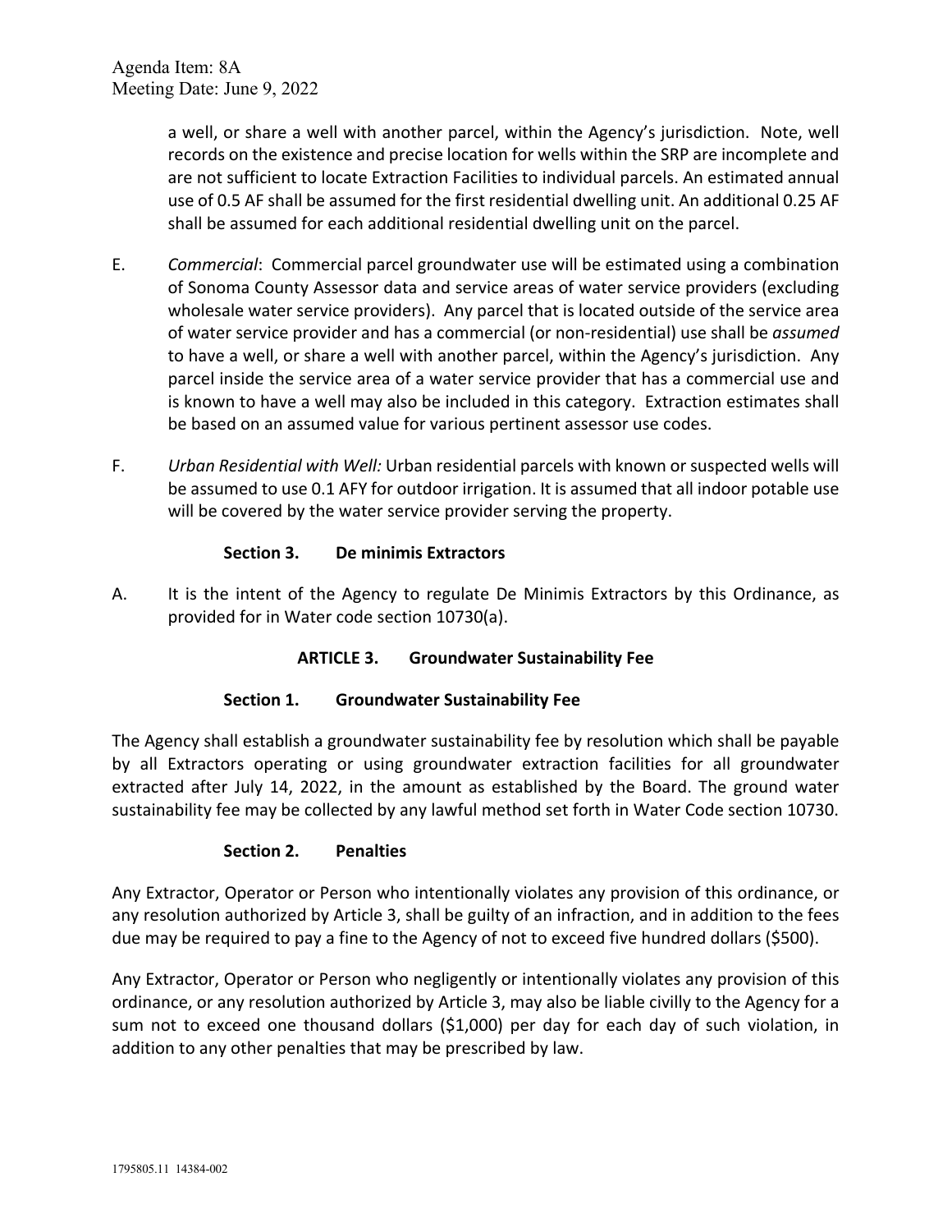a well, or share a well with another parcel, within the Agency's jurisdiction. Note, well records on the existence and precise location for wells within the SRP are incomplete and are not sufficient to locate Extraction Facilities to individual parcels. An estimated annual use of 0.5 AF shall be assumed for the first residential dwelling unit. An additional 0.25 AF shall be assumed for each additional residential dwelling unit on the parcel.

E. *Commercial*: Commercial parcel groundwater use will be estimated using a combination of Sonoma County Assessor data and service areas of water service providers (excluding wholesale water service providers). Any parcel that is located outside of the service area of water service provider and has a commercial (or non-residential) use shall be *assumed* to have a well, or share a well with another parcel, within the Agency's jurisdiction. Any parcel inside the service area of a water service provider that has a commercial use and is known to have a well may also be included in this category. Extraction estimates shall be based on an assumed value for various pertinent assessor use codes.

F. *Urban Residential with Well:* Urban residential parcels with known or suspected wells will be assumed to use 0.1 AFY for outdoor irrigation. It is assumed that all indoor potable use will be covered by the water service provider serving the property.

**Section 3. De minimis Extractors**

A. It is the intent of the Agency to regulate De Minimis Extractors by this Ordinance, as provided for in Water code section 10730(a).

## ARTICLE 3. Groundwater Sustainability Fee

**Section 1. Groundwater Sustainability Fee**

The Agency shall establish a groundwater sustainability fee by resolution which shall be payable by all Extractors operating or using groundwater extraction facilities for all groundwater extracted after July 14, 2022, in the amount as established by the Board. The ground water sustainability fee may be collected by any lawful method set forth in Water Code section 10730.

**Section 2. Penalties**

Any Extractor, Operator or Person who intentionally violates any provision of this ordinance, or any resolution authorized by Article 3, shall be guilty of an infraction, and in addition to the fees due may be required to pay a fine to the Agency of not to exceed five hundred dollars ($500).

Any Extractor, Operator or Person who negligently or intentionally violates any provision of this ordinance, or any resolution authorized by Article 3, may also be liable civilly to the Agency for a sum not to exceed one thousand dollars ($1,000) per day for each day of such violation, in addition to any other penalties that may be prescribed by law.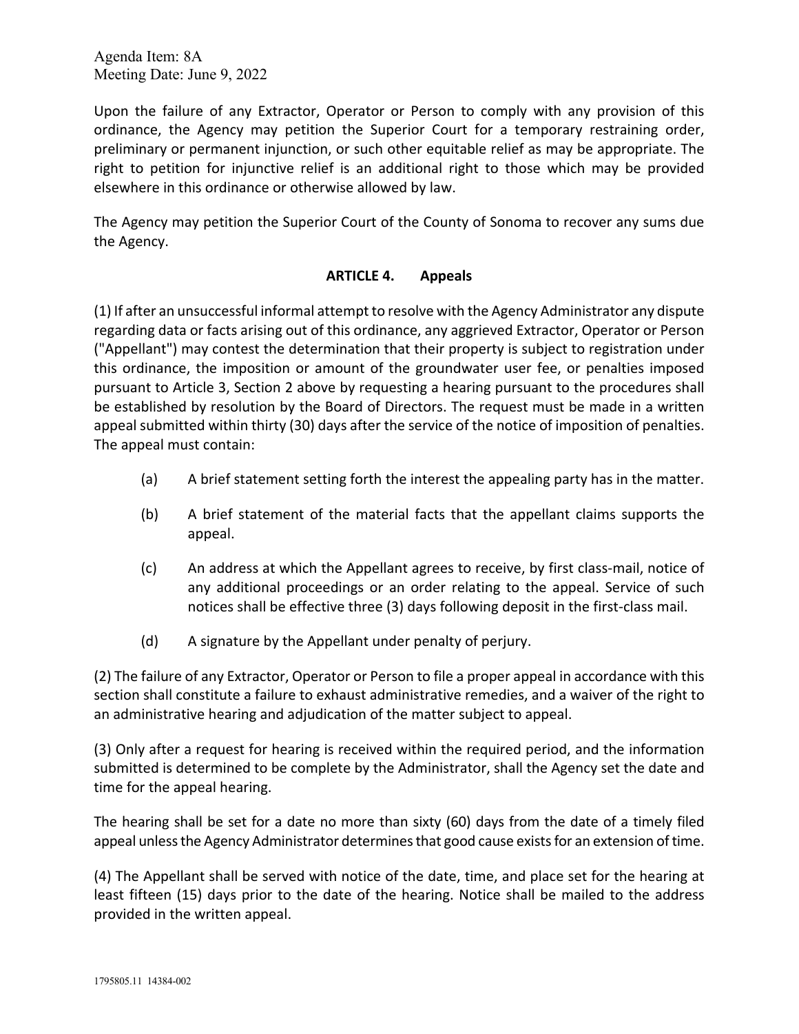Upon the failure of any Extractor, Operator or Person to comply with any provision of this ordinance, the Agency may petition the Superior Court for a temporary restraining order, preliminary or permanent injunction, or such other equitable relief as may be appropriate. The right to petition for injunctive relief is an additional right to those which may be provided elsewhere in this ordinance or otherwise allowed by law.

The Agency may petition the Superior Court of the County of Sonoma to recover any sums due the Agency.

## ARTICLE 4. Appeals

(1) If after an unsuccessful informal attempt to resolve with the Agency Administrator any dispute regarding data or facts arising out of this ordinance, any aggrieved Extractor, Operator or Person ("Appellant") may contest the determination that their property is subject to registration under this ordinance, the imposition or amount of the groundwater user fee, or penalties imposed pursuant to Article 3, Section 2 above by requesting a hearing pursuant to the procedures shall be established by resolution by the Board of Directors. The request must be made in a written appeal submitted within thirty (30) days after the service of the notice of imposition of penalties. The appeal must contain:

- (a) A brief statement setting forth the interest the appealing party has in the matter.
- (b) A brief statement of the material facts that the appellant claims supports the appeal.
- (c) An address at which the Appellant agrees to receive, by first class-mail, notice of any additional proceedings or an order relating to the appeal. Service of such notices shall be effective three (3) days following deposit in the first-class mail.
- (d) A signature by the Appellant under penalty of perjury.

(2) The failure of any Extractor, Operator or Person to file a proper appeal in accordance with this section shall constitute a failure to exhaust administrative remedies, and a waiver of the right to an administrative hearing and adjudication of the matter subject to appeal.

(3) Only after a request for hearing is received within the required period, and the information submitted is determined to be complete by the Administrator, shall the Agency set the date and time for the appeal hearing.

The hearing shall be set for a date no more than sixty (60) days from the date of a timely filed appeal unless the Agency Administrator determines that good cause exists for an extension of time.

(4) The Appellant shall be served with notice of the date, time, and place set for the hearing at least fifteen (15) days prior to the date of the hearing. Notice shall be mailed to the address provided in the written appeal.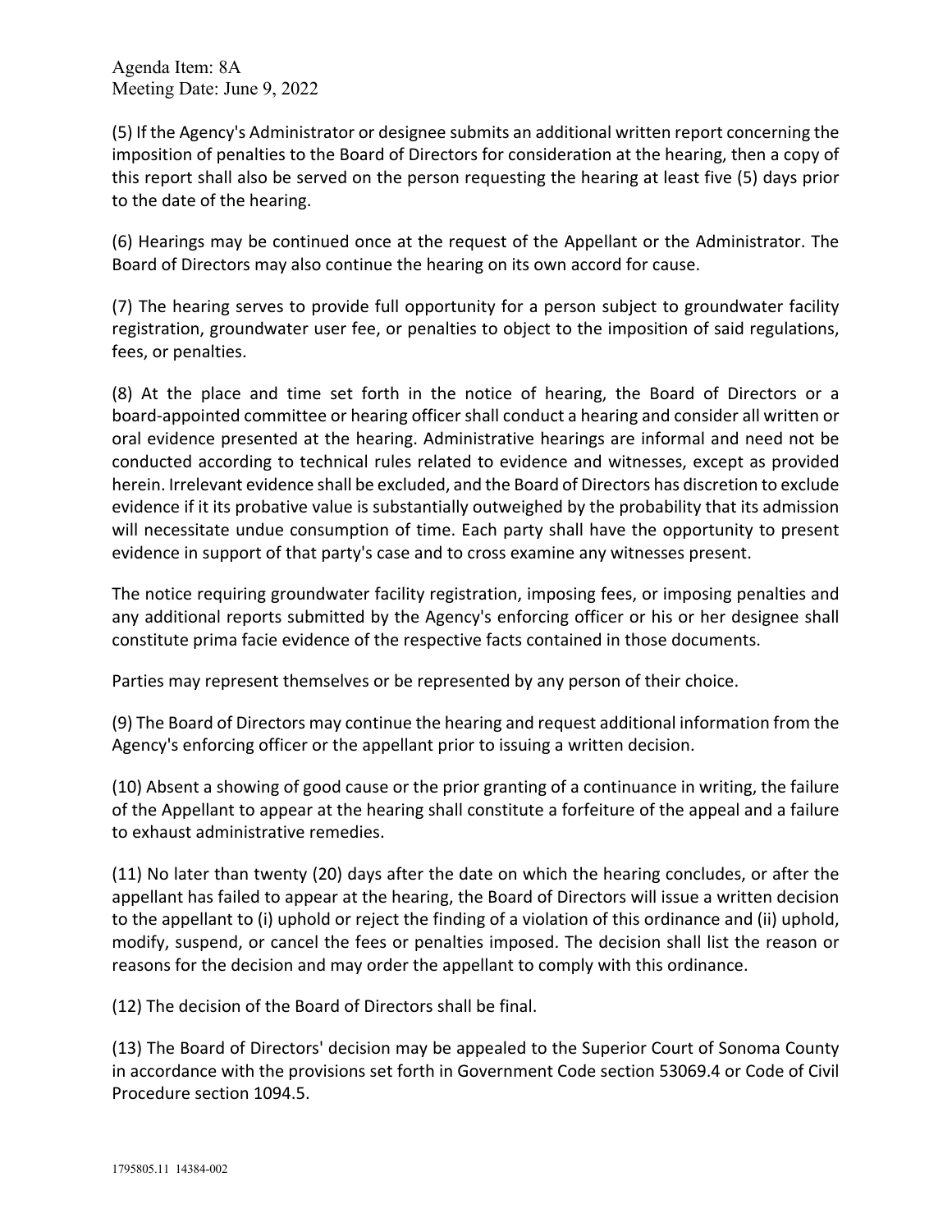(5) If the Agency's Administrator or designee submits an additional written report concerning the imposition of penalties to the Board of Directors for consideration at the hearing, then a copy of this report shall also be served on the person requesting the hearing at least five (5) days prior to the date of the hearing.

(6) Hearings may be continued once at the request of the Appellant or the Administrator. The Board of Directors may also continue the hearing on its own accord for cause.

(7) The hearing serves to provide full opportunity for a person subject to groundwater facility registration, groundwater user fee, or penalties to object to the imposition of said regulations, fees, or penalties.

(8) At the place and time set forth in the notice of hearing, the Board of Directors or a board-appointed committee or hearing officer shall conduct a hearing and consider all written or oral evidence presented at the hearing. Administrative hearings are informal and need not be conducted according to technical rules related to evidence and witnesses, except as provided herein. Irrelevant evidence shall be excluded, and the Board of Directors has discretion to exclude evidence if it its probative value is substantially outweighed by the probability that its admission will necessitate undue consumption of time. Each party shall have the opportunity to present evidence in support of that party's case and to cross examine any witnesses present.

The notice requiring groundwater facility registration, imposing fees, or imposing penalties and any additional reports submitted by the Agency's enforcing officer or his or her designee shall constitute prima facie evidence of the respective facts contained in those documents.

Parties may represent themselves or be represented by any person of their choice.

(9) The Board of Directors may continue the hearing and request additional information from the Agency's enforcing officer or the appellant prior to issuing a written decision.

(10) Absent a showing of good cause or the prior granting of a continuance in writing, the failure of the Appellant to appear at the hearing shall constitute a forfeiture of the appeal and a failure to exhaust administrative remedies.

(11) No later than twenty (20) days after the date on which the hearing concludes, or after the appellant has failed to appear at the hearing, the Board of Directors will issue a written decision to the appellant to (i) uphold or reject the finding of a violation of this ordinance and (ii) uphold, modify, suspend, or cancel the fees or penalties imposed. The decision shall list the reason or reasons for the decision and may order the appellant to comply with this ordinance.

(12) The decision of the Board of Directors shall be final.

(13) The Board of Directors' decision may be appealed to the Superior Court of Sonoma County in accordance with the provisions set forth in Government Code section 53069.4 or Code of Civil Procedure section 1094.5.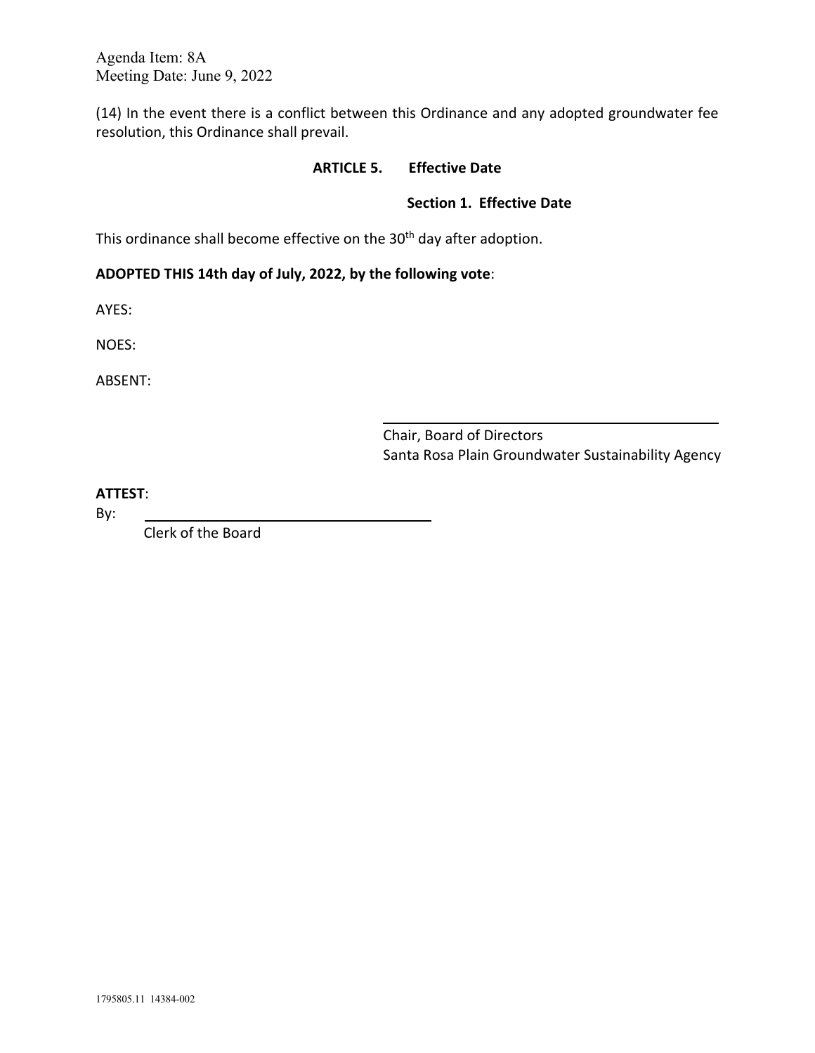(14) In the event there is a conflict between this Ordinance and any adopted groundwater fee resolution, this Ordinance shall prevail.

## ARTICLE 5. Effective Date

### Section 1. Effective Date

This ordinance shall become effective on the 30th day after adoption.

**ADOPTED THIS 14th day of July, 2022, by the following vote**:

AYES:

NOES:

ABSENT:

\_\_\_\_\_\_\_\_\_\_\_\_\_\_\_\_\_\_\_\_\_\_\_\_\_\_\_\_\_\_\_\_\_\_\_\_\_\_

Chair, Board of Directors
Santa Rosa Plain Groundwater Sustainability Agency

**ATTEST**:

By: \_\_\_\_\_\_\_\_\_\_\_\_\_\_\_\_\_\_\_\_\_\_\_\_\_\_\_\_\_\_\_\_\_\_\_\_\_\_

Clerk of the Board

1795805.11 14384-002